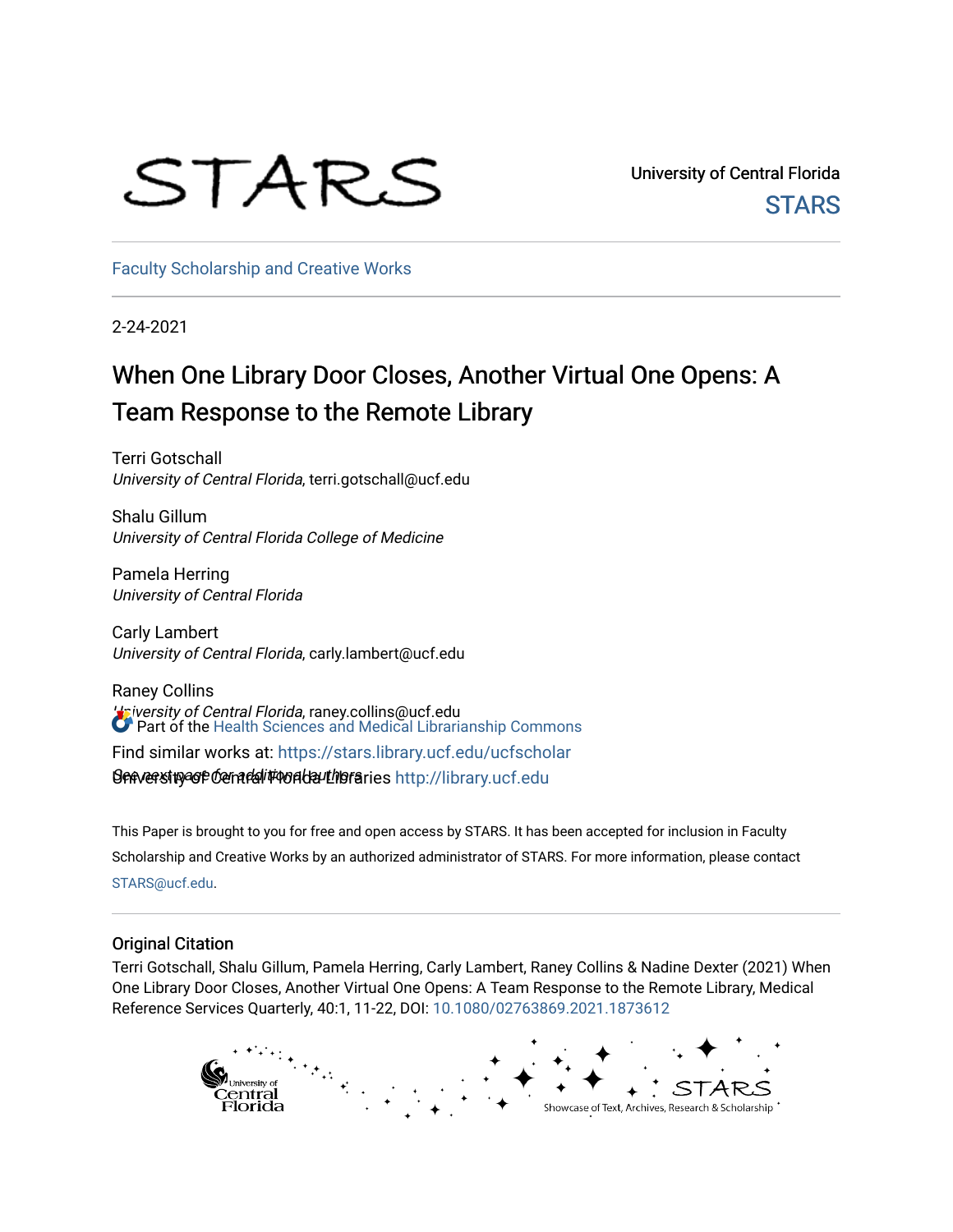STARS

University of Central Florida
STARS

Faculty Scholarship and Creative Works

2-24-2021

# When One Library Door Closes, Another Virtual One Opens: A Team Response to the Remote Library

Terri Gotschall
*University of Central Florida*, terri.gotschall@ucf.edu

Shalu Gillum
*University of Central Florida College of Medicine*

Pamela Herring
*University of Central Florida*

Carly Lambert
*University of Central Florida*, carly.lambert@ucf.edu

Raney Collins
*University of Central Florida*, raney.collins@ucf.edu

See next page for additional authors

Part of the Health Sciences and Medical Librarianship Commons

Find similar works at: https://stars.library.ucf.edu/ucfscholar

University of Central Florida Libraries http://library.ucf.edu

This Paper is brought to you for free and open access by STARS. It has been accepted for inclusion in Faculty Scholarship and Creative Works by an authorized administrator of STARS. For more information, please contact STARS@ucf.edu.

## Original Citation

Terri Gotschall, Shalu Gillum, Pamela Herring, Carly Lambert, Raney Collins & Nadine Dexter (2021) When One Library Door Closes, Another Virtual One Opens: A Team Response to the Remote Library, Medical Reference Services Quarterly, 40:1, 11-22, DOI: 10.1080/02763869.2021.1873612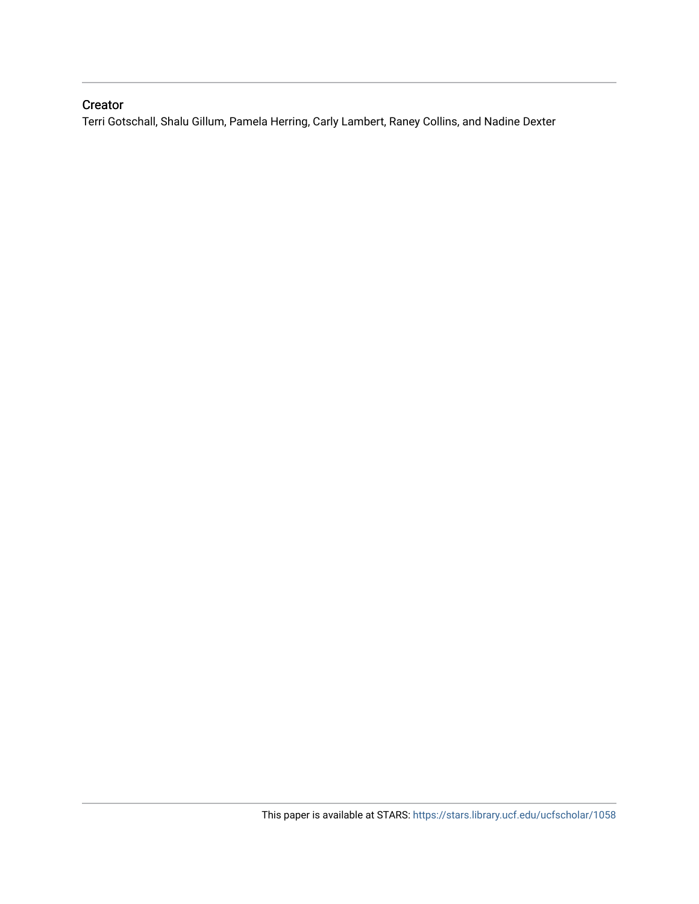## Creator

Terri Gotschall, Shalu Gillum, Pamela Herring, Carly Lambert, Raney Collins, and Nadine Dexter

This paper is available at STARS: https://stars.library.ucf.edu/ucfscholar/1058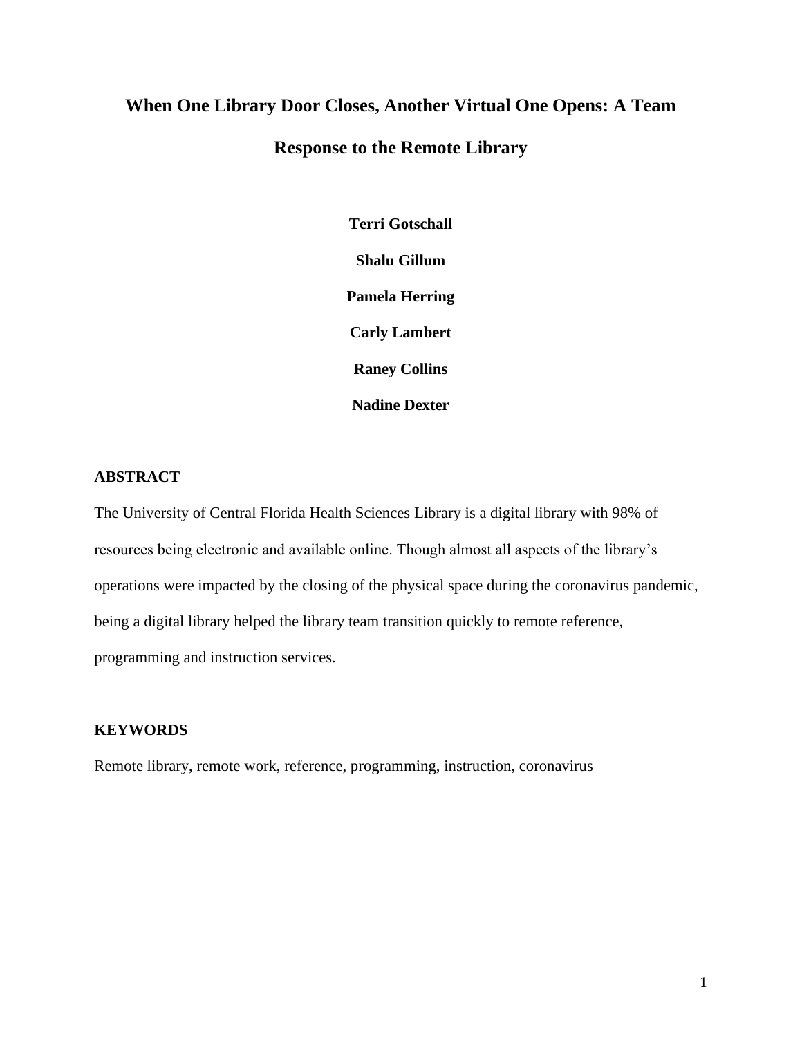# When One Library Door Closes, Another Virtual One Opens: A Team Response to the Remote Library

**Terri Gotschall**

**Shalu Gillum**

**Pamela Herring**

**Carly Lambert**

**Raney Collins**

**Nadine Dexter**

## ABSTRACT

The University of Central Florida Health Sciences Library is a digital library with 98% of resources being electronic and available online. Though almost all aspects of the library's operations were impacted by the closing of the physical space during the coronavirus pandemic, being a digital library helped the library team transition quickly to remote reference, programming and instruction services.

## KEYWORDS

Remote library, remote work, reference, programming, instruction, coronavirus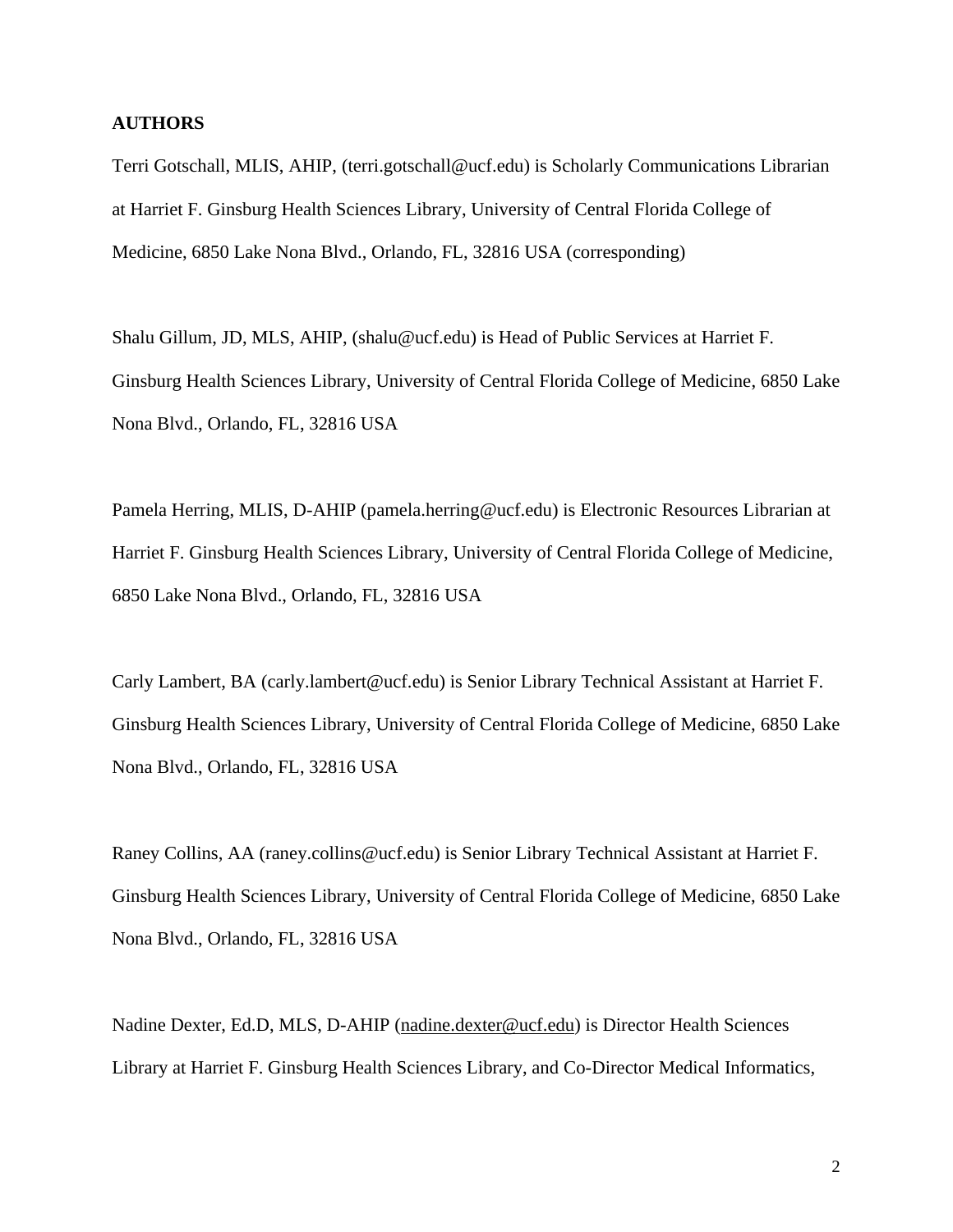**AUTHORS**

Terri Gotschall, MLIS, AHIP, (terri.gotschall@ucf.edu) is Scholarly Communications Librarian at Harriet F. Ginsburg Health Sciences Library, University of Central Florida College of Medicine, 6850 Lake Nona Blvd., Orlando, FL, 32816 USA (corresponding)

Shalu Gillum, JD, MLS, AHIP, (shalu@ucf.edu) is Head of Public Services at Harriet F. Ginsburg Health Sciences Library, University of Central Florida College of Medicine, 6850 Lake Nona Blvd., Orlando, FL, 32816 USA

Pamela Herring, MLIS, D-AHIP (pamela.herring@ucf.edu) is Electronic Resources Librarian at Harriet F. Ginsburg Health Sciences Library, University of Central Florida College of Medicine, 6850 Lake Nona Blvd., Orlando, FL, 32816 USA

Carly Lambert, BA (carly.lambert@ucf.edu) is Senior Library Technical Assistant at Harriet F. Ginsburg Health Sciences Library, University of Central Florida College of Medicine, 6850 Lake Nona Blvd., Orlando, FL, 32816 USA

Raney Collins, AA (raney.collins@ucf.edu) is Senior Library Technical Assistant at Harriet F. Ginsburg Health Sciences Library, University of Central Florida College of Medicine, 6850 Lake Nona Blvd., Orlando, FL, 32816 USA

Nadine Dexter, Ed.D, MLS, D-AHIP (nadine.dexter@ucf.edu) is Director Health Sciences Library at Harriet F. Ginsburg Health Sciences Library, and Co-Director Medical Informatics,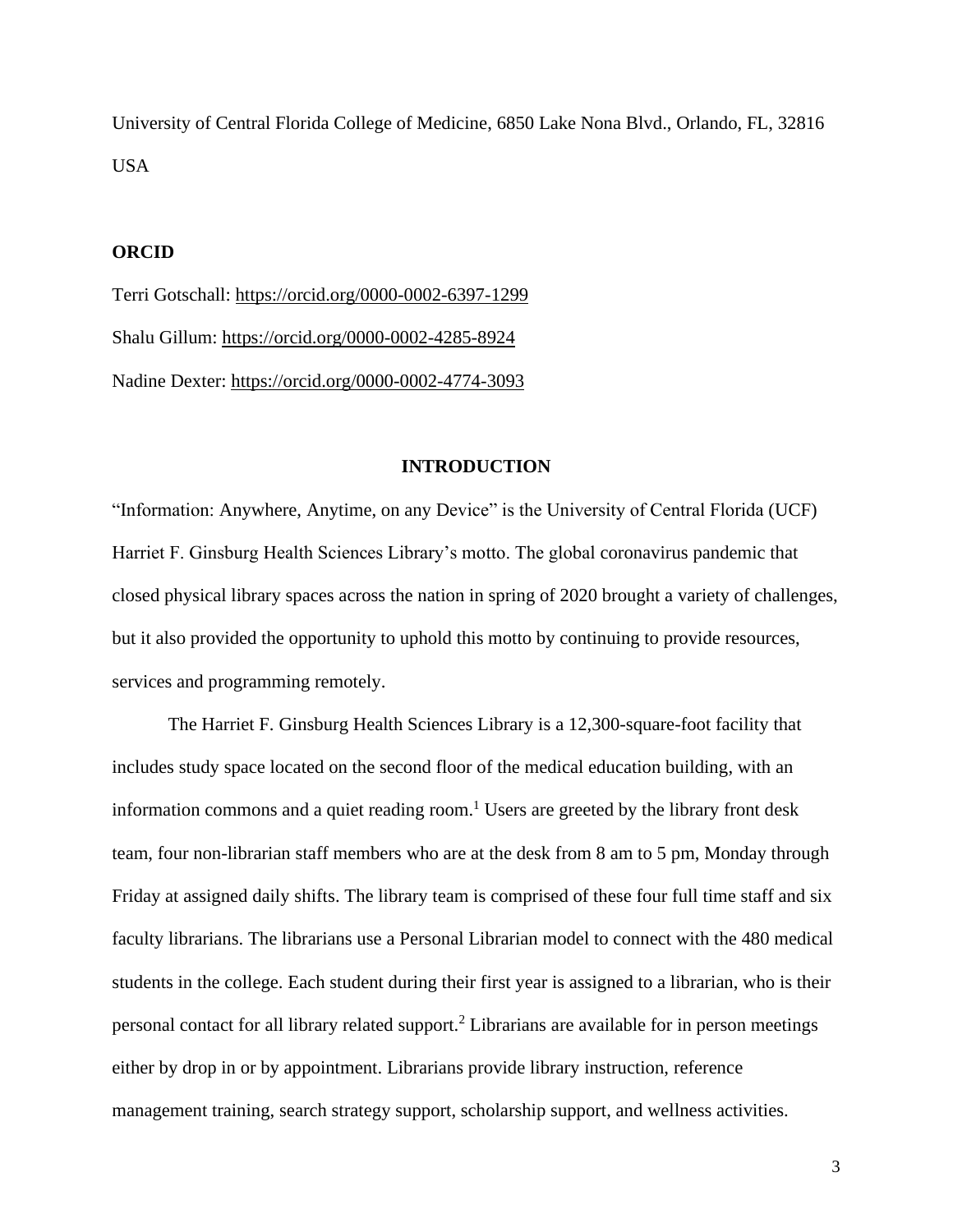University of Central Florida College of Medicine, 6850 Lake Nona Blvd., Orlando, FL, 32816 USA

**ORCID**

Terri Gotschall: https://orcid.org/0000-0002-6397-1299

Shalu Gillum: https://orcid.org/0000-0002-4285-8924

Nadine Dexter: https://orcid.org/0000-0002-4774-3093

## INTRODUCTION

"Information: Anywhere, Anytime, on any Device" is the University of Central Florida (UCF) Harriet F. Ginsburg Health Sciences Library's motto. The global coronavirus pandemic that closed physical library spaces across the nation in spring of 2020 brought a variety of challenges, but it also provided the opportunity to uphold this motto by continuing to provide resources, services and programming remotely.

The Harriet F. Ginsburg Health Sciences Library is a 12,300-square-foot facility that includes study space located on the second floor of the medical education building, with an information commons and a quiet reading room.[1] Users are greeted by the library front desk team, four non-librarian staff members who are at the desk from 8 am to 5 pm, Monday through Friday at assigned daily shifts. The library team is comprised of these four full time staff and six faculty librarians. The librarians use a Personal Librarian model to connect with the 480 medical students in the college. Each student during their first year is assigned to a librarian, who is their personal contact for all library related support.[2] Librarians are available for in person meetings either by drop in or by appointment. Librarians provide library instruction, reference management training, search strategy support, scholarship support, and wellness activities.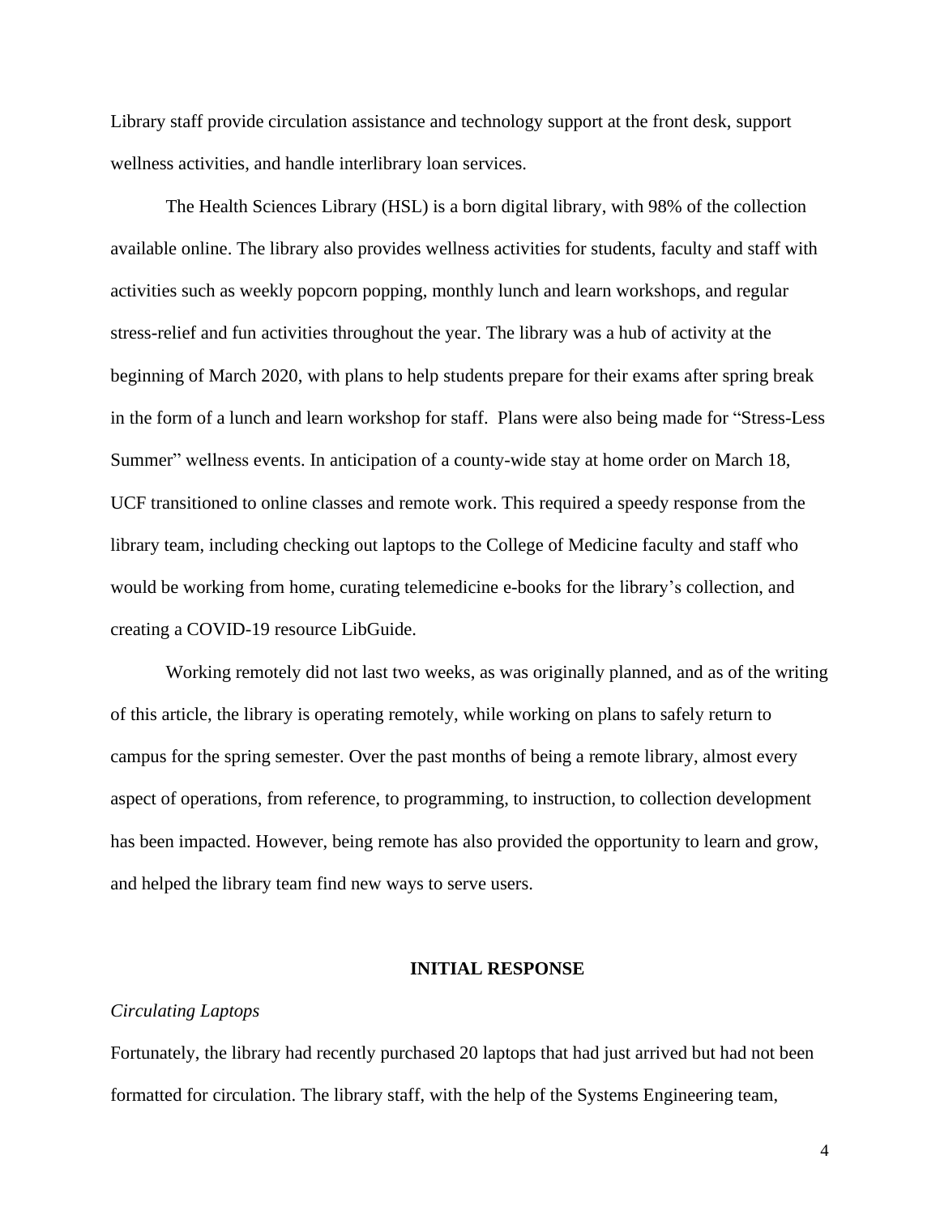Library staff provide circulation assistance and technology support at the front desk, support wellness activities, and handle interlibrary loan services.

The Health Sciences Library (HSL) is a born digital library, with 98% of the collection available online. The library also provides wellness activities for students, faculty and staff with activities such as weekly popcorn popping, monthly lunch and learn workshops, and regular stress-relief and fun activities throughout the year. The library was a hub of activity at the beginning of March 2020, with plans to help students prepare for their exams after spring break in the form of a lunch and learn workshop for staff. Plans were also being made for "Stress-Less Summer" wellness events. In anticipation of a county-wide stay at home order on March 18, UCF transitioned to online classes and remote work. This required a speedy response from the library team, including checking out laptops to the College of Medicine faculty and staff who would be working from home, curating telemedicine e-books for the library's collection, and creating a COVID-19 resource LibGuide.

Working remotely did not last two weeks, as was originally planned, and as of the writing of this article, the library is operating remotely, while working on plans to safely return to campus for the spring semester. Over the past months of being a remote library, almost every aspect of operations, from reference, to programming, to instruction, to collection development has been impacted. However, being remote has also provided the opportunity to learn and grow, and helped the library team find new ways to serve users.

## INITIAL RESPONSE

### *Circulating Laptops*

Fortunately, the library had recently purchased 20 laptops that had just arrived but had not been formatted for circulation. The library staff, with the help of the Systems Engineering team,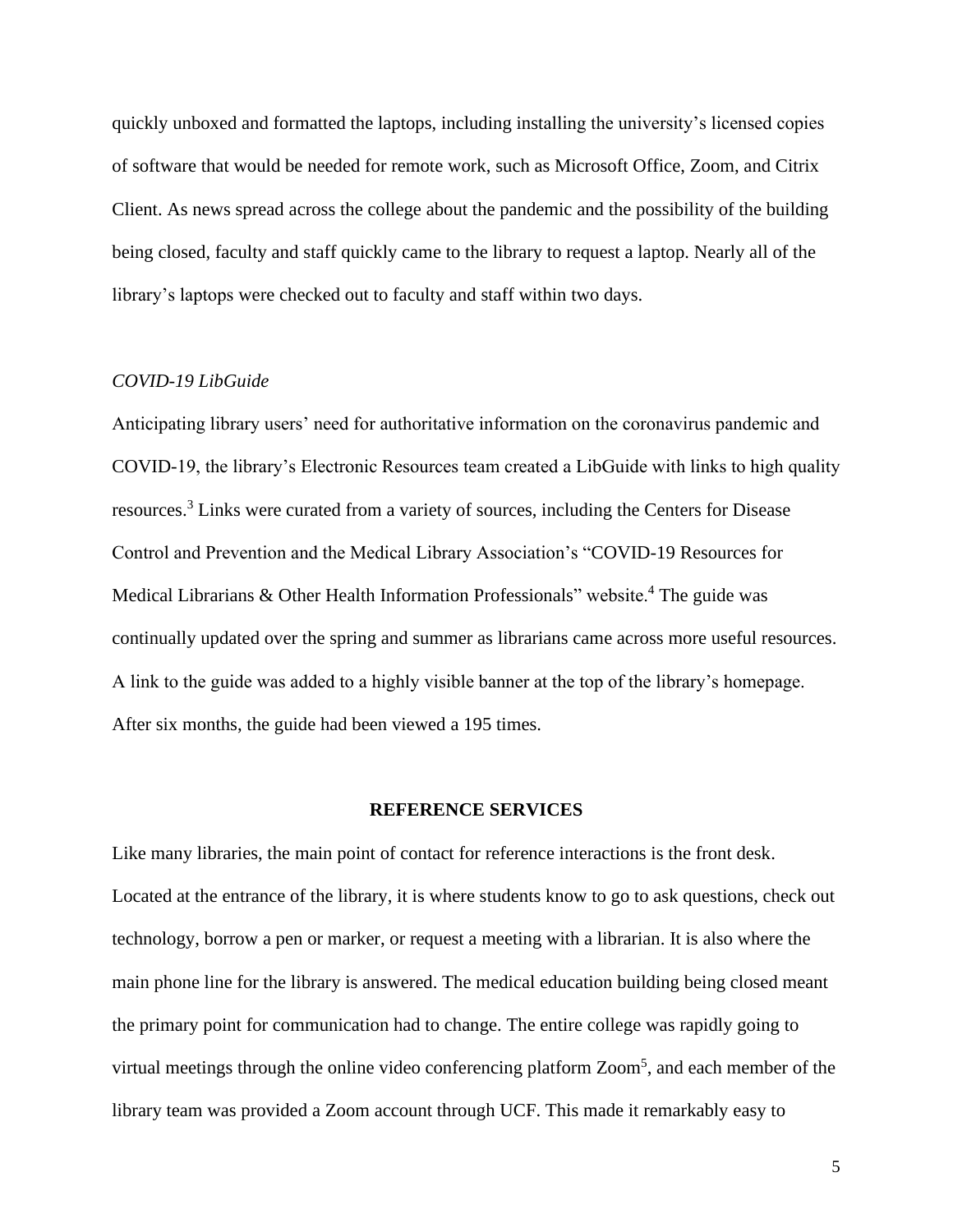quickly unboxed and formatted the laptops, including installing the university's licensed copies of software that would be needed for remote work, such as Microsoft Office, Zoom, and Citrix Client. As news spread across the college about the pandemic and the possibility of the building being closed, faculty and staff quickly came to the library to request a laptop. Nearly all of the library's laptops were checked out to faculty and staff within two days.

*COVID-19 LibGuide*

Anticipating library users' need for authoritative information on the coronavirus pandemic and COVID-19, the library's Electronic Resources team created a LibGuide with links to high quality resources.[3] Links were curated from a variety of sources, including the Centers for Disease Control and Prevention and the Medical Library Association's "COVID-19 Resources for Medical Librarians & Other Health Information Professionals" website.[4] The guide was continually updated over the spring and summer as librarians came across more useful resources. A link to the guide was added to a highly visible banner at the top of the library's homepage. After six months, the guide had been viewed a 195 times.

## REFERENCE SERVICES

Like many libraries, the main point of contact for reference interactions is the front desk. Located at the entrance of the library, it is where students know to go to ask questions, check out technology, borrow a pen or marker, or request a meeting with a librarian. It is also where the main phone line for the library is answered. The medical education building being closed meant the primary point for communication had to change. The entire college was rapidly going to virtual meetings through the online video conferencing platform Zoom[5], and each member of the library team was provided a Zoom account through UCF. This made it remarkably easy to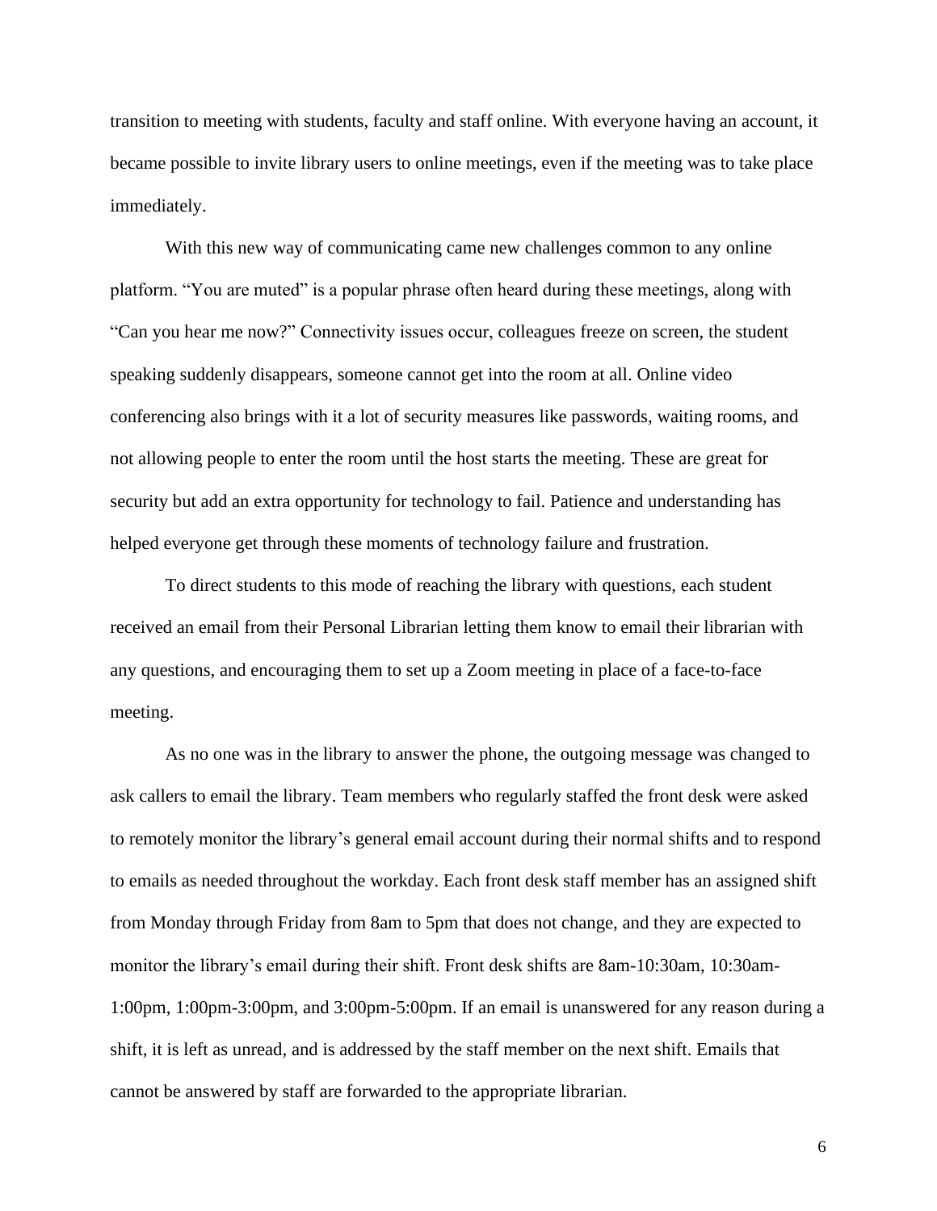transition to meeting with students, faculty and staff online. With everyone having an account, it became possible to invite library users to online meetings, even if the meeting was to take place immediately.

With this new way of communicating came new challenges common to any online platform. "You are muted" is a popular phrase often heard during these meetings, along with "Can you hear me now?" Connectivity issues occur, colleagues freeze on screen, the student speaking suddenly disappears, someone cannot get into the room at all. Online video conferencing also brings with it a lot of security measures like passwords, waiting rooms, and not allowing people to enter the room until the host starts the meeting. These are great for security but add an extra opportunity for technology to fail. Patience and understanding has helped everyone get through these moments of technology failure and frustration.

To direct students to this mode of reaching the library with questions, each student received an email from their Personal Librarian letting them know to email their librarian with any questions, and encouraging them to set up a Zoom meeting in place of a face-to-face meeting.

As no one was in the library to answer the phone, the outgoing message was changed to ask callers to email the library. Team members who regularly staffed the front desk were asked to remotely monitor the library's general email account during their normal shifts and to respond to emails as needed throughout the workday. Each front desk staff member has an assigned shift from Monday through Friday from 8am to 5pm that does not change, and they are expected to monitor the library's email during their shift. Front desk shifts are 8am-10:30am, 10:30am-1:00pm, 1:00pm-3:00pm, and 3:00pm-5:00pm. If an email is unanswered for any reason during a shift, it is left as unread, and is addressed by the staff member on the next shift. Emails that cannot be answered by staff are forwarded to the appropriate librarian.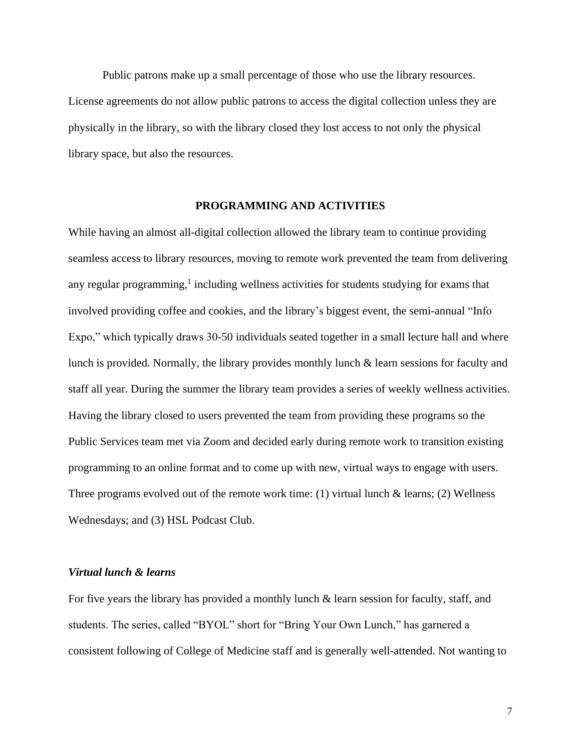Public patrons make up a small percentage of those who use the library resources. License agreements do not allow public patrons to access the digital collection unless they are physically in the library, so with the library closed they lost access to not only the physical library space, but also the resources.

## PROGRAMMING AND ACTIVITIES

While having an almost all-digital collection allowed the library team to continue providing seamless access to library resources, moving to remote work prevented the team from delivering any regular programming,[1] including wellness activities for students studying for exams that involved providing coffee and cookies, and the library's biggest event, the semi-annual "Info Expo," which typically draws 30-50 individuals seated together in a small lecture hall and where lunch is provided. Normally, the library provides monthly lunch & learn sessions for faculty and staff all year. During the summer the library team provides a series of weekly wellness activities. Having the library closed to users prevented the team from providing these programs so the Public Services team met via Zoom and decided early during remote work to transition existing programming to an online format and to come up with new, virtual ways to engage with users. Three programs evolved out of the remote work time: (1) virtual lunch & learns; (2) Wellness Wednesdays; and (3) HSL Podcast Club.

### *Virtual lunch & learns*

For five years the library has provided a monthly lunch & learn session for faculty, staff, and students. The series, called "BYOL" short for "Bring Your Own Lunch," has garnered a consistent following of College of Medicine staff and is generally well-attended. Not wanting to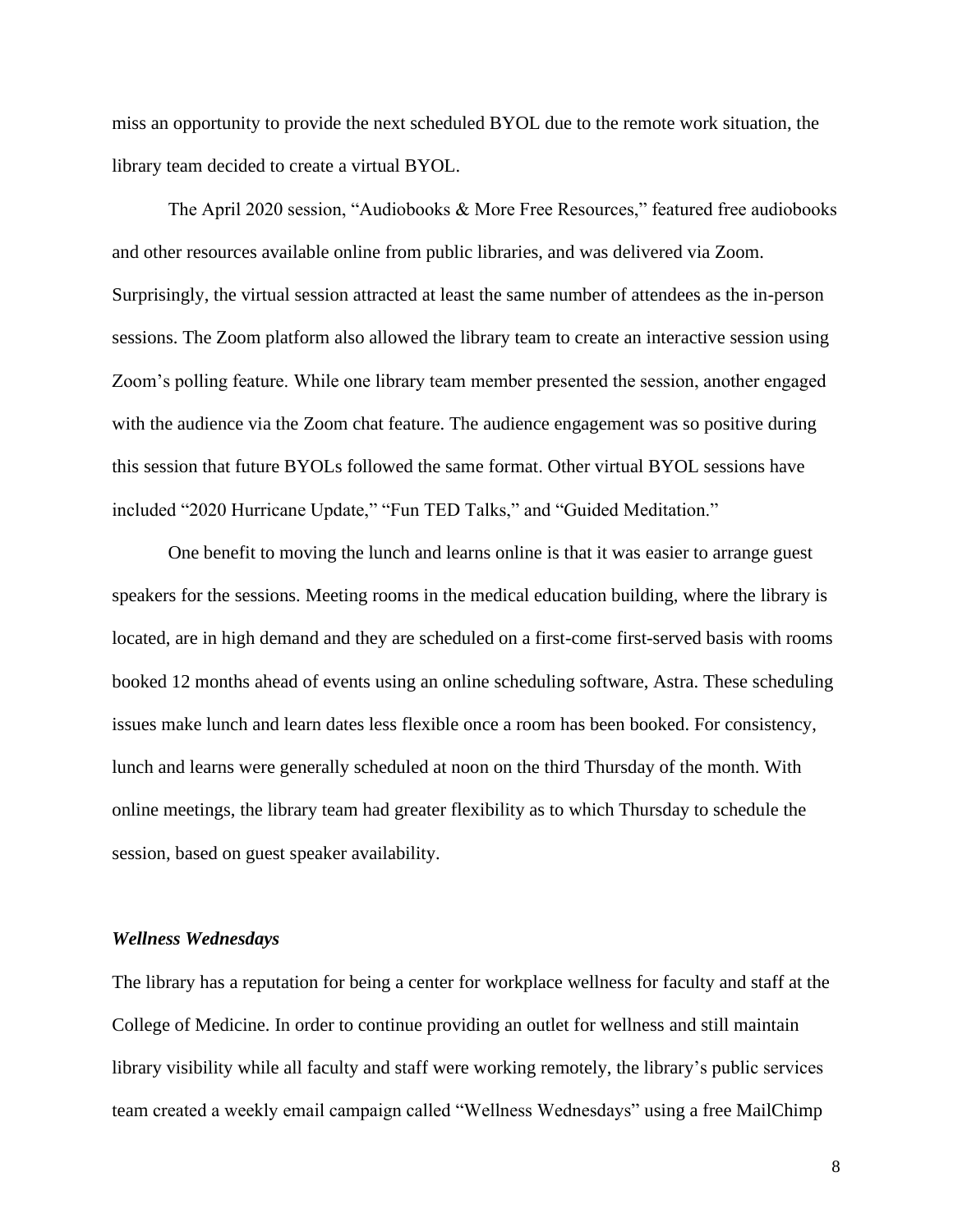miss an opportunity to provide the next scheduled BYOL due to the remote work situation, the library team decided to create a virtual BYOL.

The April 2020 session, "Audiobooks & More Free Resources," featured free audiobooks and other resources available online from public libraries, and was delivered via Zoom. Surprisingly, the virtual session attracted at least the same number of attendees as the in-person sessions. The Zoom platform also allowed the library team to create an interactive session using Zoom's polling feature. While one library team member presented the session, another engaged with the audience via the Zoom chat feature. The audience engagement was so positive during this session that future BYOLs followed the same format. Other virtual BYOL sessions have included "2020 Hurricane Update," "Fun TED Talks," and "Guided Meditation."

One benefit to moving the lunch and learns online is that it was easier to arrange guest speakers for the sessions. Meeting rooms in the medical education building, where the library is located, are in high demand and they are scheduled on a first-come first-served basis with rooms booked 12 months ahead of events using an online scheduling software, Astra. These scheduling issues make lunch and learn dates less flexible once a room has been booked. For consistency, lunch and learns were generally scheduled at noon on the third Thursday of the month. With online meetings, the library team had greater flexibility as to which Thursday to schedule the session, based on guest speaker availability.

### *Wellness Wednesdays*

The library has a reputation for being a center for workplace wellness for faculty and staff at the College of Medicine. In order to continue providing an outlet for wellness and still maintain library visibility while all faculty and staff were working remotely, the library's public services team created a weekly email campaign called "Wellness Wednesdays" using a free MailChimp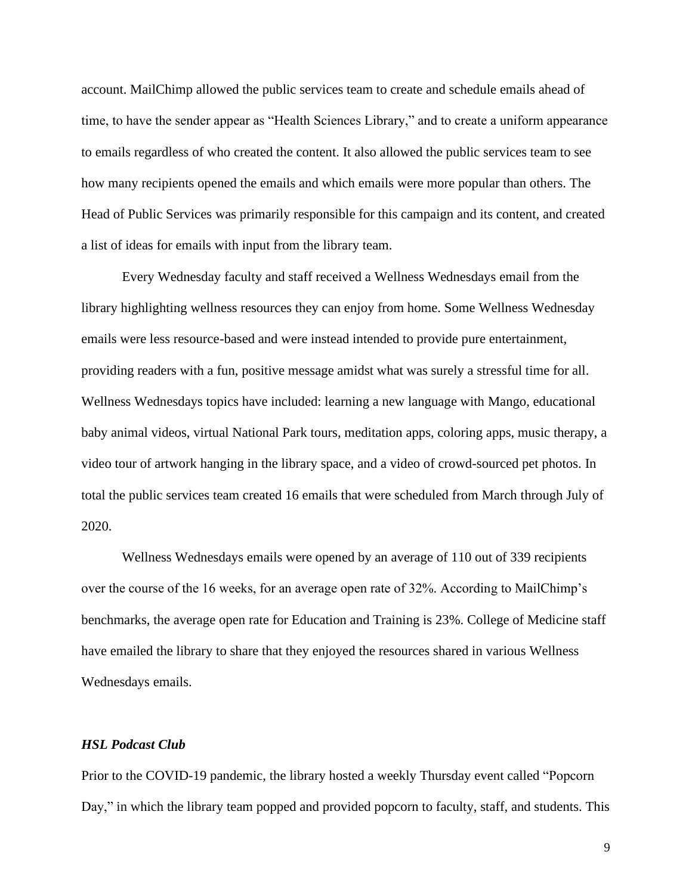account. MailChimp allowed the public services team to create and schedule emails ahead of time, to have the sender appear as "Health Sciences Library," and to create a uniform appearance to emails regardless of who created the content. It also allowed the public services team to see how many recipients opened the emails and which emails were more popular than others. The Head of Public Services was primarily responsible for this campaign and its content, and created a list of ideas for emails with input from the library team.

Every Wednesday faculty and staff received a Wellness Wednesdays email from the library highlighting wellness resources they can enjoy from home. Some Wellness Wednesday emails were less resource-based and were instead intended to provide pure entertainment, providing readers with a fun, positive message amidst what was surely a stressful time for all. Wellness Wednesdays topics have included: learning a new language with Mango, educational baby animal videos, virtual National Park tours, meditation apps, coloring apps, music therapy, a video tour of artwork hanging in the library space, and a video of crowd-sourced pet photos. In total the public services team created 16 emails that were scheduled from March through July of 2020.

Wellness Wednesdays emails were opened by an average of 110 out of 339 recipients over the course of the 16 weeks, for an average open rate of 32%. According to MailChimp's benchmarks, the average open rate for Education and Training is 23%. College of Medicine staff have emailed the library to share that they enjoyed the resources shared in various Wellness Wednesdays emails.

### ***HSL Podcast Club***

Prior to the COVID-19 pandemic, the library hosted a weekly Thursday event called "Popcorn Day," in which the library team popped and provided popcorn to faculty, staff, and students. This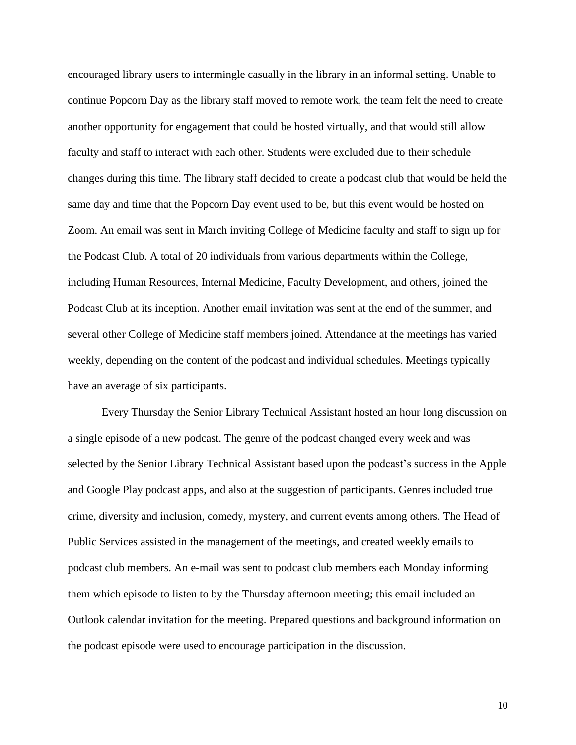encouraged library users to intermingle casually in the library in an informal setting. Unable to continue Popcorn Day as the library staff moved to remote work, the team felt the need to create another opportunity for engagement that could be hosted virtually, and that would still allow faculty and staff to interact with each other. Students were excluded due to their schedule changes during this time. The library staff decided to create a podcast club that would be held the same day and time that the Popcorn Day event used to be, but this event would be hosted on Zoom. An email was sent in March inviting College of Medicine faculty and staff to sign up for the Podcast Club. A total of 20 individuals from various departments within the College, including Human Resources, Internal Medicine, Faculty Development, and others, joined the Podcast Club at its inception. Another email invitation was sent at the end of the summer, and several other College of Medicine staff members joined. Attendance at the meetings has varied weekly, depending on the content of the podcast and individual schedules. Meetings typically have an average of six participants.

Every Thursday the Senior Library Technical Assistant hosted an hour long discussion on a single episode of a new podcast. The genre of the podcast changed every week and was selected by the Senior Library Technical Assistant based upon the podcast's success in the Apple and Google Play podcast apps, and also at the suggestion of participants. Genres included true crime, diversity and inclusion, comedy, mystery, and current events among others. The Head of Public Services assisted in the management of the meetings, and created weekly emails to podcast club members. An e-mail was sent to podcast club members each Monday informing them which episode to listen to by the Thursday afternoon meeting; this email included an Outlook calendar invitation for the meeting. Prepared questions and background information on the podcast episode were used to encourage participation in the discussion.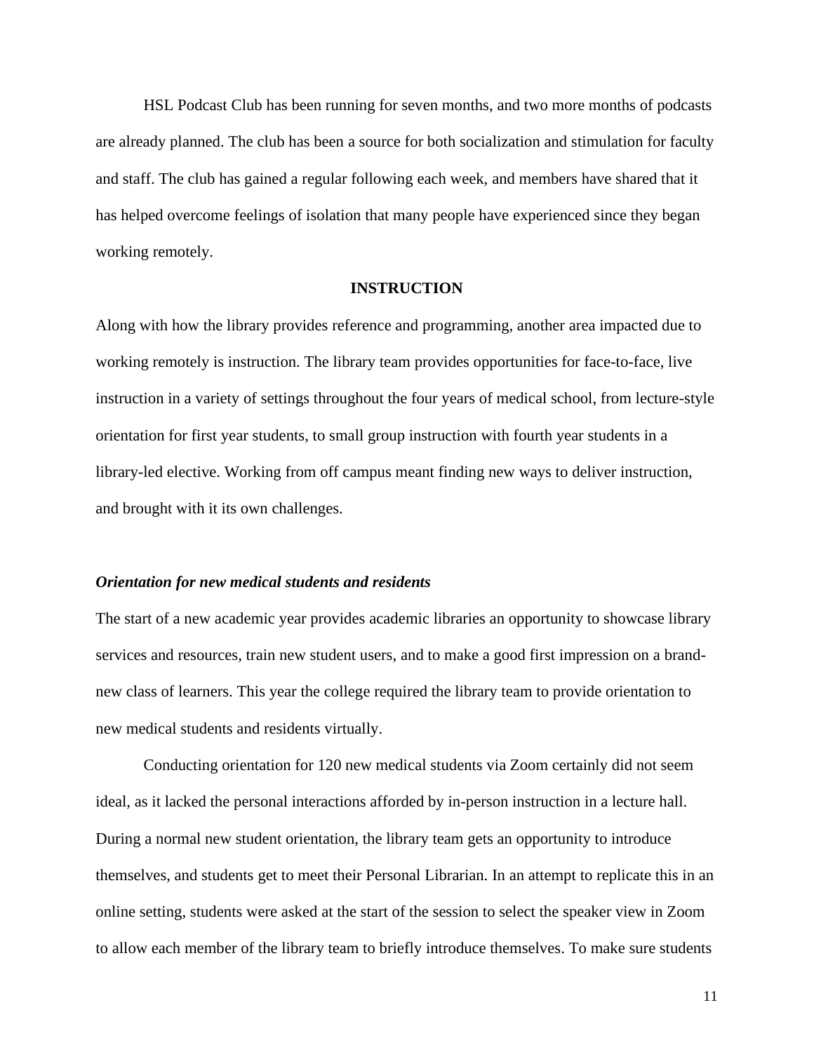HSL Podcast Club has been running for seven months, and two more months of podcasts are already planned. The club has been a source for both socialization and stimulation for faculty and staff. The club has gained a regular following each week, and members have shared that it has helped overcome feelings of isolation that many people have experienced since they began working remotely.

## INSTRUCTION

Along with how the library provides reference and programming, another area impacted due to working remotely is instruction. The library team provides opportunities for face-to-face, live instruction in a variety of settings throughout the four years of medical school, from lecture-style orientation for first year students, to small group instruction with fourth year students in a library-led elective. Working from off campus meant finding new ways to deliver instruction, and brought with it its own challenges.

### *Orientation for new medical students and residents*

The start of a new academic year provides academic libraries an opportunity to showcase library services and resources, train new student users, and to make a good first impression on a brand-new class of learners. This year the college required the library team to provide orientation to new medical students and residents virtually.

Conducting orientation for 120 new medical students via Zoom certainly did not seem ideal, as it lacked the personal interactions afforded by in-person instruction in a lecture hall. During a normal new student orientation, the library team gets an opportunity to introduce themselves, and students get to meet their Personal Librarian. In an attempt to replicate this in an online setting, students were asked at the start of the session to select the speaker view in Zoom to allow each member of the library team to briefly introduce themselves. To make sure students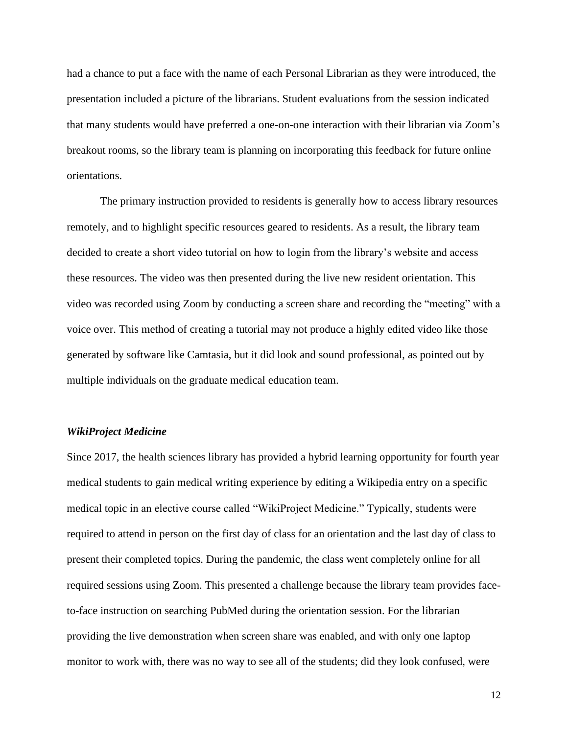had a chance to put a face with the name of each Personal Librarian as they were introduced, the presentation included a picture of the librarians. Student evaluations from the session indicated that many students would have preferred a one-on-one interaction with their librarian via Zoom's breakout rooms, so the library team is planning on incorporating this feedback for future online orientations.

The primary instruction provided to residents is generally how to access library resources remotely, and to highlight specific resources geared to residents. As a result, the library team decided to create a short video tutorial on how to login from the library's website and access these resources. The video was then presented during the live new resident orientation. This video was recorded using Zoom by conducting a screen share and recording the "meeting" with a voice over. This method of creating a tutorial may not produce a highly edited video like those generated by software like Camtasia, but it did look and sound professional, as pointed out by multiple individuals on the graduate medical education team.

### *WikiProject Medicine*

Since 2017, the health sciences library has provided a hybrid learning opportunity for fourth year medical students to gain medical writing experience by editing a Wikipedia entry on a specific medical topic in an elective course called "WikiProject Medicine." Typically, students were required to attend in person on the first day of class for an orientation and the last day of class to present their completed topics. During the pandemic, the class went completely online for all required sessions using Zoom. This presented a challenge because the library team provides face-to-face instruction on searching PubMed during the orientation session. For the librarian providing the live demonstration when screen share was enabled, and with only one laptop monitor to work with, there was no way to see all of the students; did they look confused, were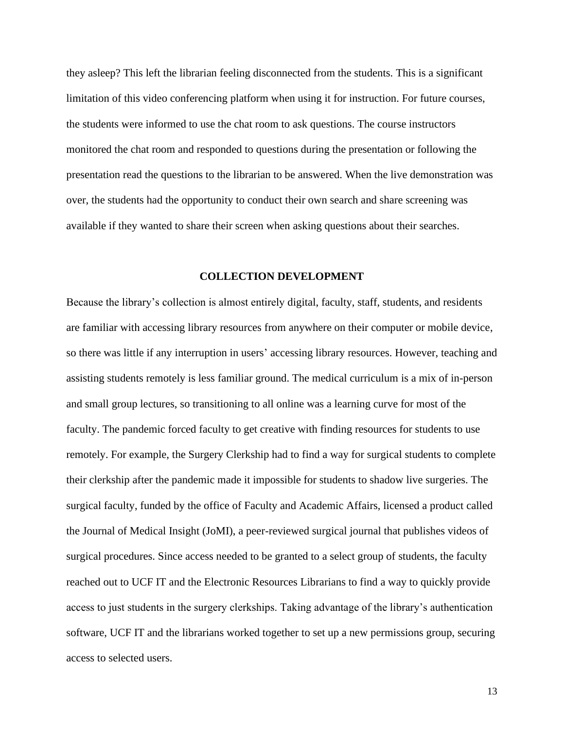they asleep? This left the librarian feeling disconnected from the students. This is a significant limitation of this video conferencing platform when using it for instruction. For future courses, the students were informed to use the chat room to ask questions. The course instructors monitored the chat room and responded to questions during the presentation or following the presentation read the questions to the librarian to be answered. When the live demonstration was over, the students had the opportunity to conduct their own search and share screening was available if they wanted to share their screen when asking questions about their searches.

## COLLECTION DEVELOPMENT

Because the library's collection is almost entirely digital, faculty, staff, students, and residents are familiar with accessing library resources from anywhere on their computer or mobile device, so there was little if any interruption in users' accessing library resources. However, teaching and assisting students remotely is less familiar ground. The medical curriculum is a mix of in-person and small group lectures, so transitioning to all online was a learning curve for most of the faculty. The pandemic forced faculty to get creative with finding resources for students to use remotely. For example, the Surgery Clerkship had to find a way for surgical students to complete their clerkship after the pandemic made it impossible for students to shadow live surgeries. The surgical faculty, funded by the office of Faculty and Academic Affairs, licensed a product called the Journal of Medical Insight (JoMI), a peer-reviewed surgical journal that publishes videos of surgical procedures. Since access needed to be granted to a select group of students, the faculty reached out to UCF IT and the Electronic Resources Librarians to find a way to quickly provide access to just students in the surgery clerkships. Taking advantage of the library's authentication software, UCF IT and the librarians worked together to set up a new permissions group, securing access to selected users.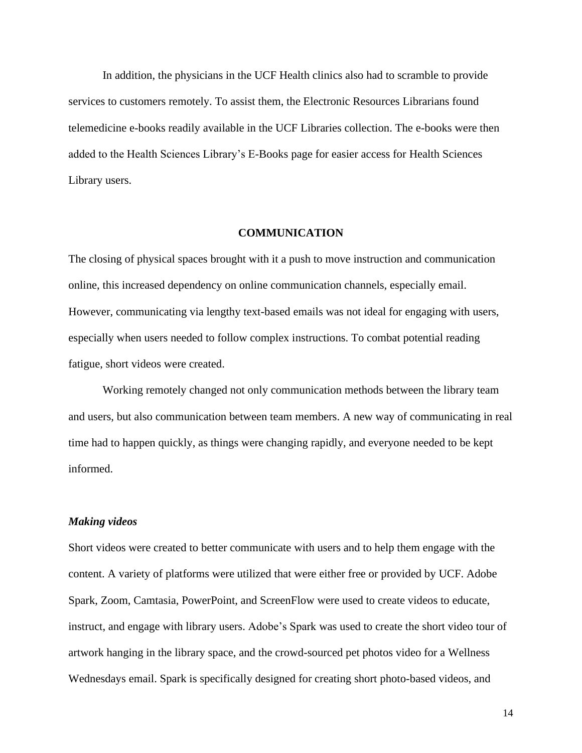In addition, the physicians in the UCF Health clinics also had to scramble to provide services to customers remotely. To assist them, the Electronic Resources Librarians found telemedicine e-books readily available in the UCF Libraries collection. The e-books were then added to the Health Sciences Library's E-Books page for easier access for Health Sciences Library users.

## COMMUNICATION

The closing of physical spaces brought with it a push to move instruction and communication online, this increased dependency on online communication channels, especially email. However, communicating via lengthy text-based emails was not ideal for engaging with users, especially when users needed to follow complex instructions. To combat potential reading fatigue, short videos were created.

Working remotely changed not only communication methods between the library team and users, but also communication between team members. A new way of communicating in real time had to happen quickly, as things were changing rapidly, and everyone needed to be kept informed.

### *Making videos*

Short videos were created to better communicate with users and to help them engage with the content. A variety of platforms were utilized that were either free or provided by UCF. Adobe Spark, Zoom, Camtasia, PowerPoint, and ScreenFlow were used to create videos to educate, instruct, and engage with library users. Adobe's Spark was used to create the short video tour of artwork hanging in the library space, and the crowd-sourced pet photos video for a Wellness Wednesdays email. Spark is specifically designed for creating short photo-based videos, and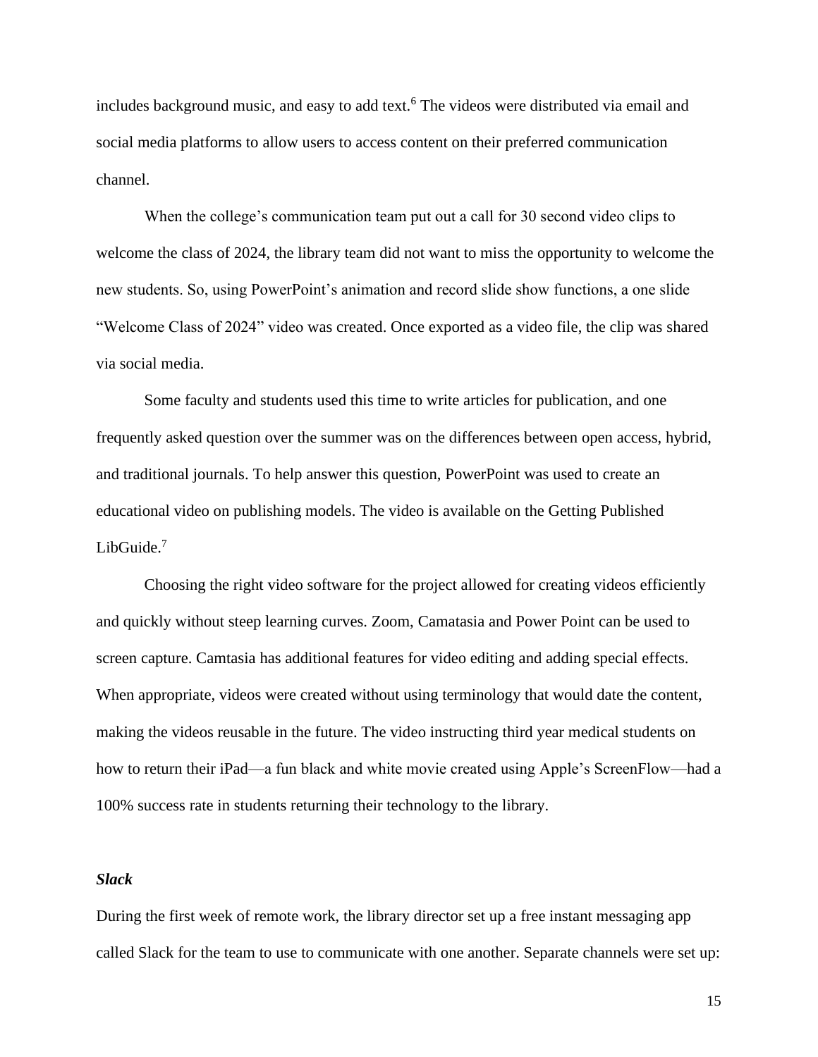includes background music, and easy to add text.[6] The videos were distributed via email and social media platforms to allow users to access content on their preferred communication channel.

When the college's communication team put out a call for 30 second video clips to welcome the class of 2024, the library team did not want to miss the opportunity to welcome the new students. So, using PowerPoint's animation and record slide show functions, a one slide "Welcome Class of 2024" video was created. Once exported as a video file, the clip was shared via social media.

Some faculty and students used this time to write articles for publication, and one frequently asked question over the summer was on the differences between open access, hybrid, and traditional journals. To help answer this question, PowerPoint was used to create an educational video on publishing models. The video is available on the Getting Published LibGuide.[7]

Choosing the right video software for the project allowed for creating videos efficiently and quickly without steep learning curves. Zoom, Camatasia and Power Point can be used to screen capture. Camtasia has additional features for video editing and adding special effects. When appropriate, videos were created without using terminology that would date the content, making the videos reusable in the future. The video instructing third year medical students on how to return their iPad—a fun black and white movie created using Apple's ScreenFlow—had a 100% success rate in students returning their technology to the library.

### *Slack*

During the first week of remote work, the library director set up a free instant messaging app called Slack for the team to use to communicate with one another. Separate channels were set up: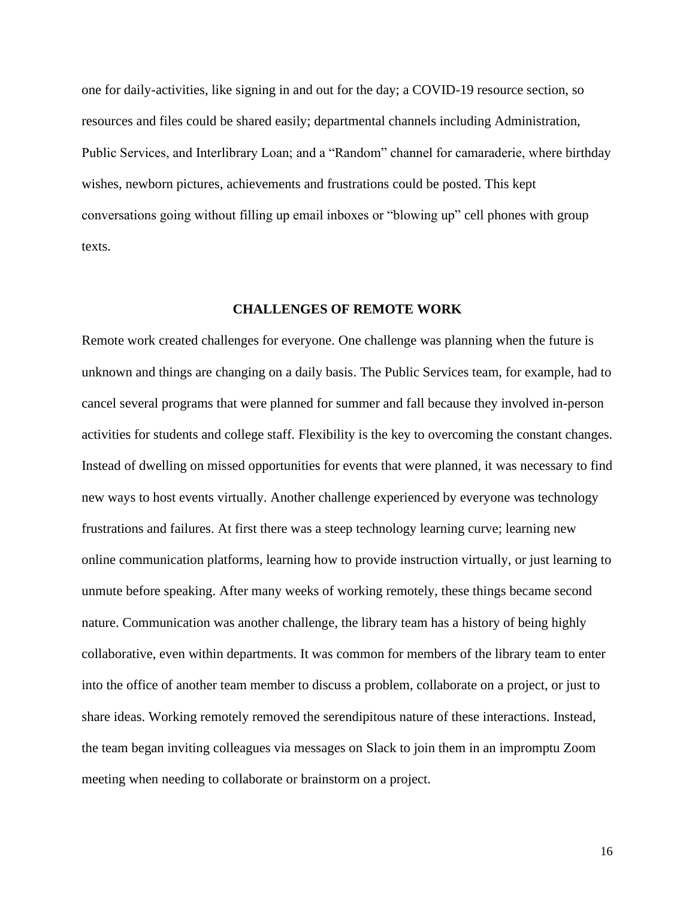one for daily-activities, like signing in and out for the day; a COVID-19 resource section, so resources and files could be shared easily; departmental channels including Administration, Public Services, and Interlibrary Loan; and a "Random" channel for camaraderie, where birthday wishes, newborn pictures, achievements and frustrations could be posted. This kept conversations going without filling up email inboxes or "blowing up" cell phones with group texts.

## CHALLENGES OF REMOTE WORK

Remote work created challenges for everyone. One challenge was planning when the future is unknown and things are changing on a daily basis. The Public Services team, for example, had to cancel several programs that were planned for summer and fall because they involved in-person activities for students and college staff. Flexibility is the key to overcoming the constant changes. Instead of dwelling on missed opportunities for events that were planned, it was necessary to find new ways to host events virtually. Another challenge experienced by everyone was technology frustrations and failures. At first there was a steep technology learning curve; learning new online communication platforms, learning how to provide instruction virtually, or just learning to unmute before speaking. After many weeks of working remotely, these things became second nature. Communication was another challenge, the library team has a history of being highly collaborative, even within departments. It was common for members of the library team to enter into the office of another team member to discuss a problem, collaborate on a project, or just to share ideas. Working remotely removed the serendipitous nature of these interactions. Instead, the team began inviting colleagues via messages on Slack to join them in an impromptu Zoom meeting when needing to collaborate or brainstorm on a project.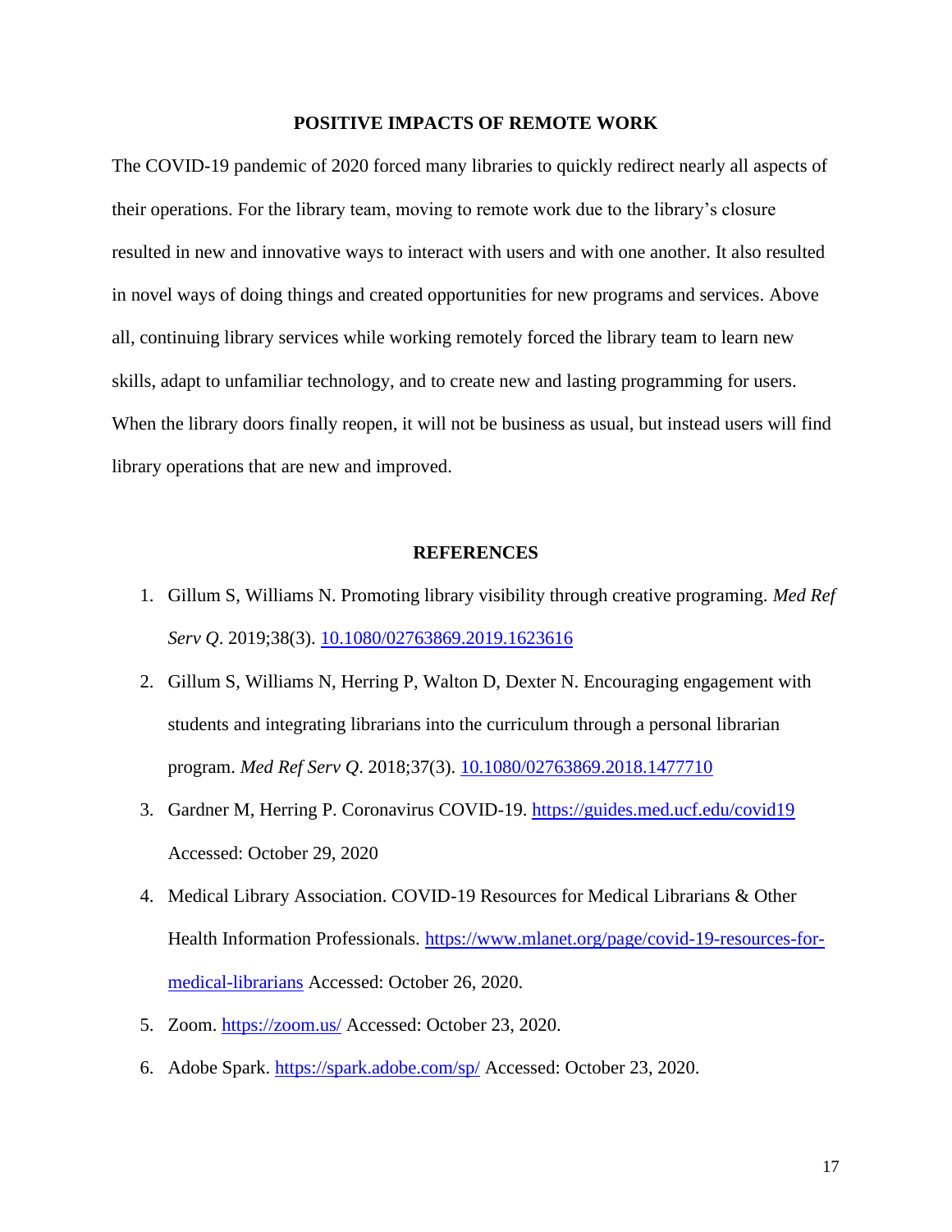## POSITIVE IMPACTS OF REMOTE WORK

The COVID-19 pandemic of 2020 forced many libraries to quickly redirect nearly all aspects of their operations. For the library team, moving to remote work due to the library's closure resulted in new and innovative ways to interact with users and with one another. It also resulted in novel ways of doing things and created opportunities for new programs and services. Above all, continuing library services while working remotely forced the library team to learn new skills, adapt to unfamiliar technology, and to create new and lasting programming for users. When the library doors finally reopen, it will not be business as usual, but instead users will find library operations that are new and improved.

## REFERENCES

1. Gillum S, Williams N. Promoting library visibility through creative programing. *Med Ref Serv Q*. 2019;38(3). [10.1080/02763869.2019.1623616](https://doi.org/10.1080/02763869.2019.1623616)
2. Gillum S, Williams N, Herring P, Walton D, Dexter N. Encouraging engagement with students and integrating librarians into the curriculum through a personal librarian program. *Med Ref Serv Q*. 2018;37(3). [10.1080/02763869.2018.1477710](https://doi.org/10.1080/02763869.2018.1477710)
3. Gardner M, Herring P. Coronavirus COVID-19. [https://guides.med.ucf.edu/covid19](https://guides.med.ucf.edu/covid19) Accessed: October 29, 2020
4. Medical Library Association. COVID-19 Resources for Medical Librarians & Other Health Information Professionals. [https://www.mlanet.org/page/covid-19-resources-for-medical-librarians](https://www.mlanet.org/page/covid-19-resources-for-medical-librarians) Accessed: October 26, 2020.
5. Zoom. [https://zoom.us/](https://zoom.us/) Accessed: October 23, 2020.
6. Adobe Spark. [https://spark.adobe.com/sp/](https://spark.adobe.com/sp/) Accessed: October 23, 2020.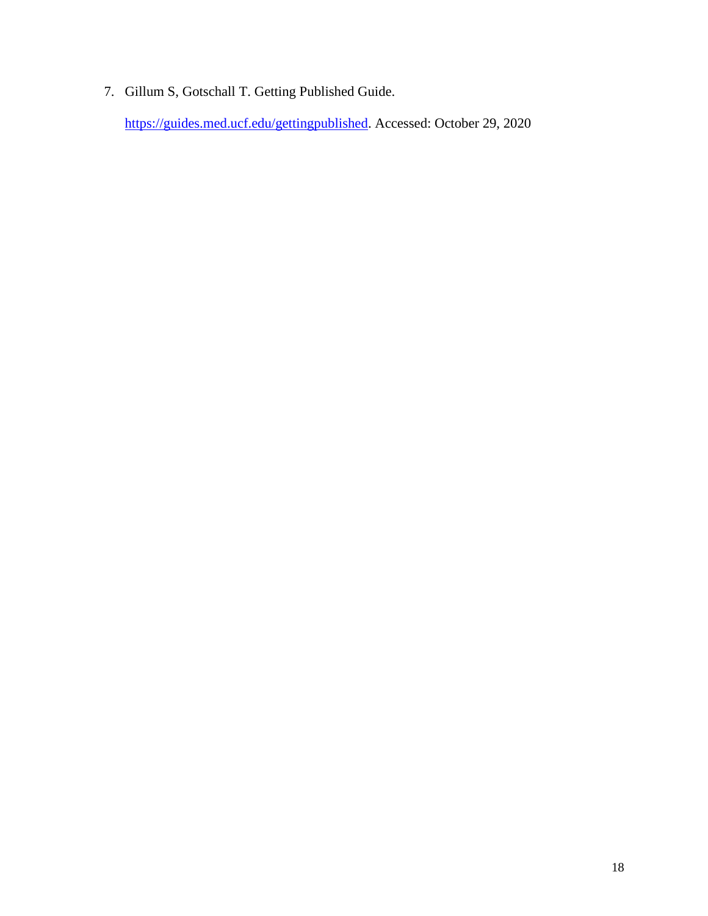7. Gillum S, Gotschall T. Getting Published Guide. https://guides.med.ucf.edu/gettingpublished. Accessed: October 29, 2020